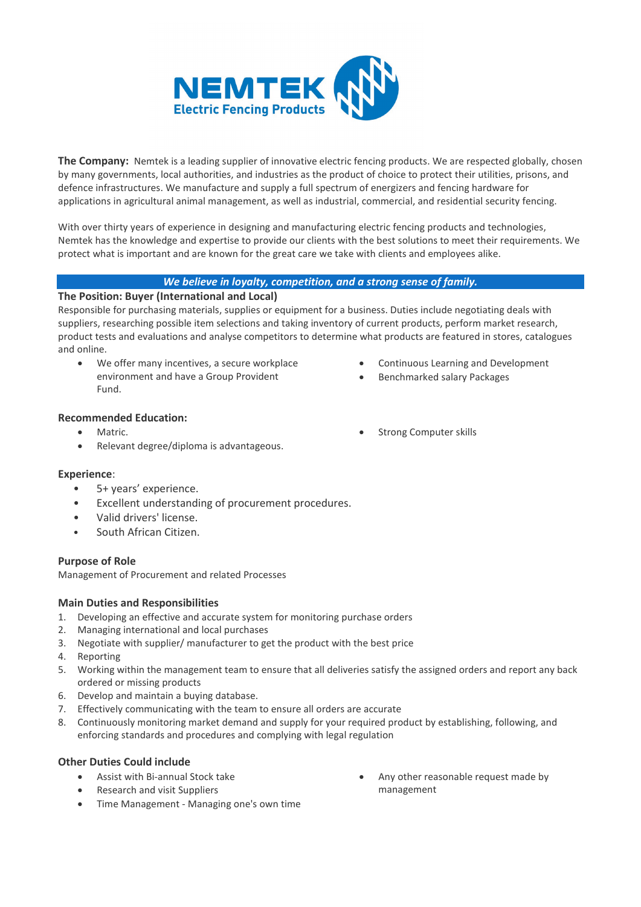**NEMTEK**
**Electric Fencing Products**

**The Company:** Nemtek is a leading supplier of innovative electric fencing products. We are respected globally, chosen by many governments, local authorities, and industries as the product of choice to protect their utilities, prisons, and defence infrastructures. We manufacture and supply a full spectrum of energizers and fencing hardware for applications in agricultural animal management, as well as industrial, commercial, and residential security fencing.

With over thirty years of experience in designing and manufacturing electric fencing products and technologies, Nemtek has the knowledge and expertise to provide our clients with the best solutions to meet their requirements. We protect what is important and are known for the great care we take with clients and employees alike.

***We believe in loyalty, competition, and a strong sense of family.***

### The Position: Buyer (International and Local)

Responsible for purchasing materials, supplies or equipment for a business. Duties include negotiating deals with suppliers, researching possible item selections and taking inventory of current products, perform market research, product tests and evaluations and analyse competitors to determine what products are featured in stores, catalogues and online.

- We offer many incentives, a secure workplace environment and have a Group Provident Fund.
- Continuous Learning and Development
- Benchmarked salary Packages

### Recommended Education:

- Matric.
- Relevant degree/diploma is advantageous.
- Strong Computer skills

### Experience:

- 5+ years' experience.
- Excellent understanding of procurement procedures.
- Valid drivers' license.
- South African Citizen.

### Purpose of Role

Management of Procurement and related Processes

### Main Duties and Responsibilities

1. Developing an effective and accurate system for monitoring purchase orders
2. Managing international and local purchases
3. Negotiate with supplier/ manufacturer to get the product with the best price
4. Reporting
5. Working within the management team to ensure that all deliveries satisfy the assigned orders and report any back ordered or missing products
6. Develop and maintain a buying database.
7. Effectively communicating with the team to ensure all orders are accurate
8. Continuously monitoring market demand and supply for your required product by establishing, following, and enforcing standards and procedures and complying with legal regulation

### Other Duties Could include

- Assist with Bi-annual Stock take
- Research and visit Suppliers
- Time Management - Managing one's own time
- Any other reasonable request made by management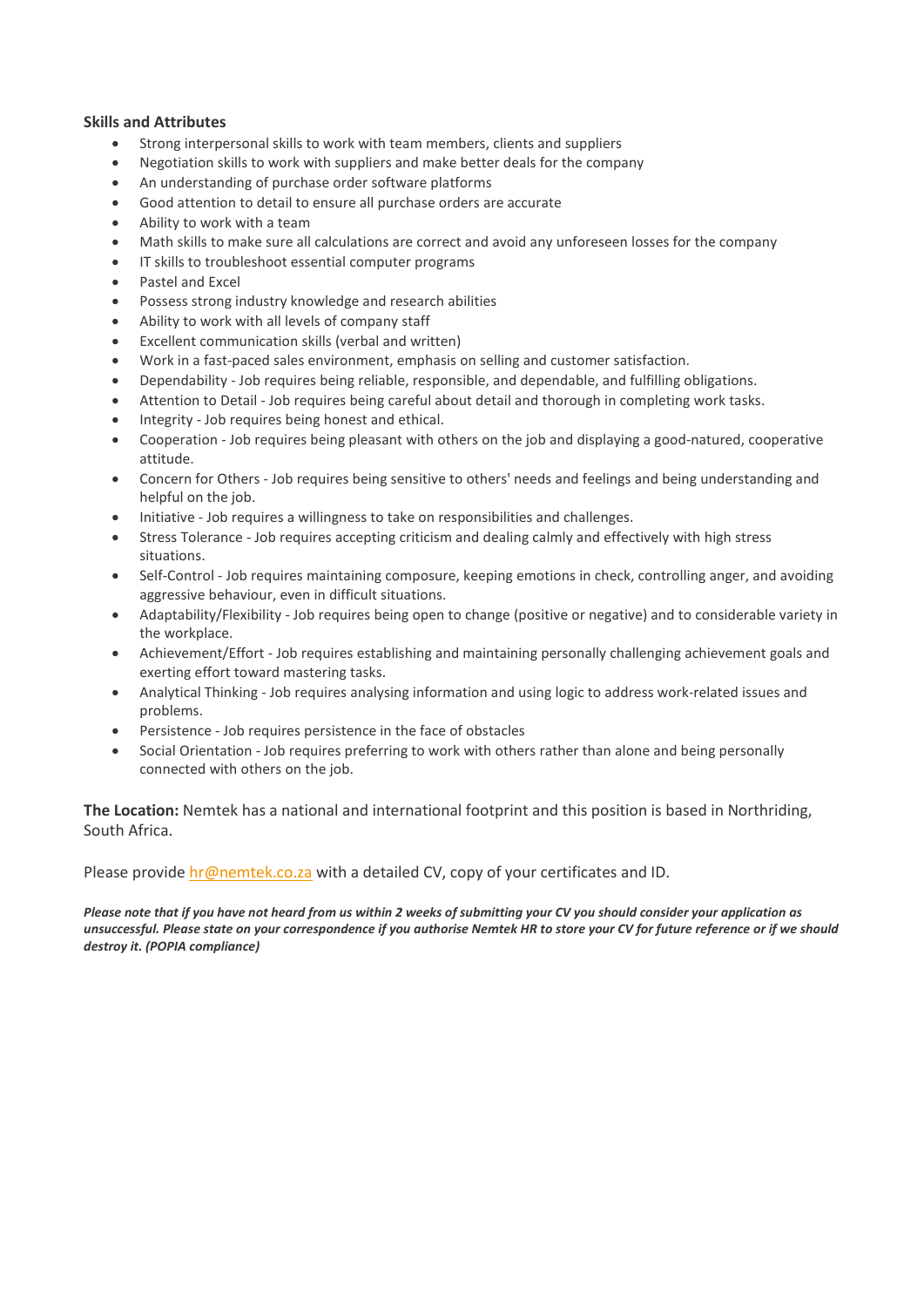**Skills and Attributes**

- Strong interpersonal skills to work with team members, clients and suppliers
- Negotiation skills to work with suppliers and make better deals for the company
- An understanding of purchase order software platforms
- Good attention to detail to ensure all purchase orders are accurate
- Ability to work with a team
- Math skills to make sure all calculations are correct and avoid any unforeseen losses for the company
- IT skills to troubleshoot essential computer programs
- Pastel and Excel
- Possess strong industry knowledge and research abilities
- Ability to work with all levels of company staff
- Excellent communication skills (verbal and written)
- Work in a fast-paced sales environment, emphasis on selling and customer satisfaction.
- Dependability - Job requires being reliable, responsible, and dependable, and fulfilling obligations.
- Attention to Detail - Job requires being careful about detail and thorough in completing work tasks.
- Integrity - Job requires being honest and ethical.
- Cooperation - Job requires being pleasant with others on the job and displaying a good-natured, cooperative attitude.
- Concern for Others - Job requires being sensitive to others' needs and feelings and being understanding and helpful on the job.
- Initiative - Job requires a willingness to take on responsibilities and challenges.
- Stress Tolerance - Job requires accepting criticism and dealing calmly and effectively with high stress situations.
- Self-Control - Job requires maintaining composure, keeping emotions in check, controlling anger, and avoiding aggressive behaviour, even in difficult situations.
- Adaptability/Flexibility - Job requires being open to change (positive or negative) and to considerable variety in the workplace.
- Achievement/Effort - Job requires establishing and maintaining personally challenging achievement goals and exerting effort toward mastering tasks.
- Analytical Thinking - Job requires analysing information and using logic to address work-related issues and problems.
- Persistence - Job requires persistence in the face of obstacles
- Social Orientation - Job requires preferring to work with others rather than alone and being personally connected with others on the job.

**The Location:** Nemtek has a national and international footprint and this position is based in Northriding, South Africa.

Please provide hr@nemtek.co.za with a detailed CV, copy of your certificates and ID.

***Please note that if you have not heard from us within 2 weeks of submitting your CV you should consider your application as unsuccessful. Please state on your correspondence if you authorise Nemtek HR to store your CV for future reference or if we should destroy it. (POPIA compliance)***